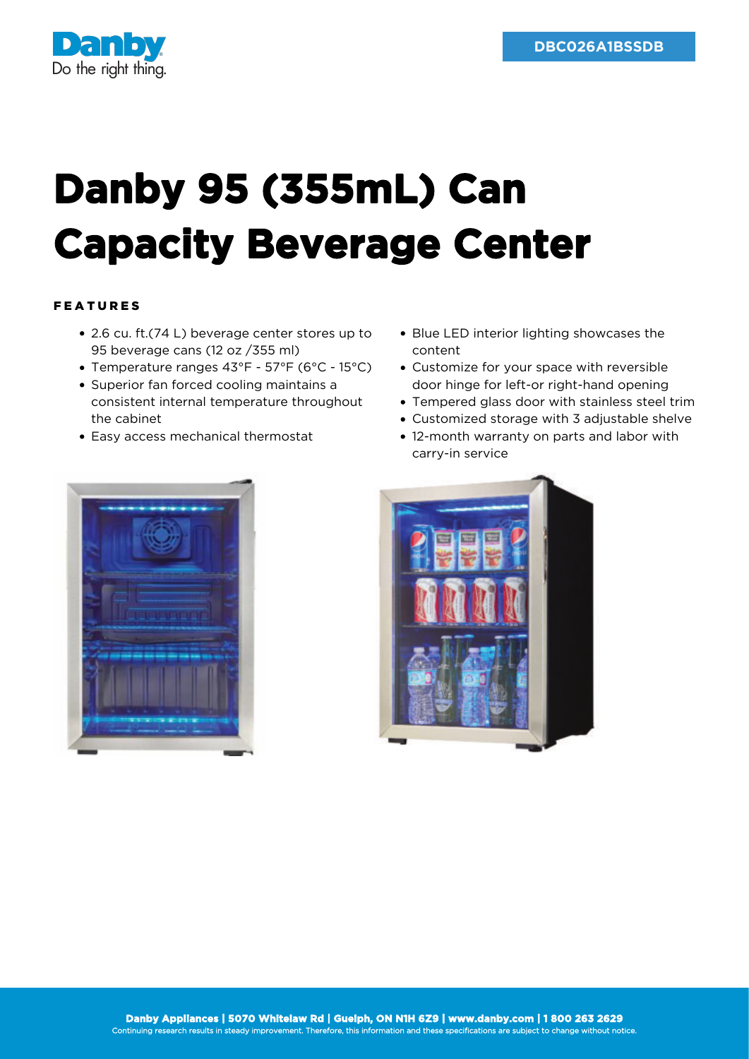DBC026A1BSSDB

# Danby 95 (355mL) Can Capacity Beverage Center

## FEATURES

- 2.6 cu. ft.(74 L) beverage center stores up to 95 beverage cans (12 oz /355 ml)
- Temperature ranges 43°F - 57°F (6°C - 15°C)
- Superior fan forced cooling maintains a consistent internal temperature throughout the cabinet
- Easy access mechanical thermostat
- Blue LED interior lighting showcases the content
- Customize for your space with reversible door hinge for left-or right-hand opening
- Tempered glass door with stainless steel trim
- Customized storage with 3 adjustable shelve
- 12-month warranty on parts and labor with carry-in service

**Danby Appliances | 5070 Whitelaw Rd | Guelph, ON N1H 6Z9 | www.danby.com | 1 800 263 2629**
Continuing research results in steady improvement. Therefore, this information and these specifications are subject to change without notice.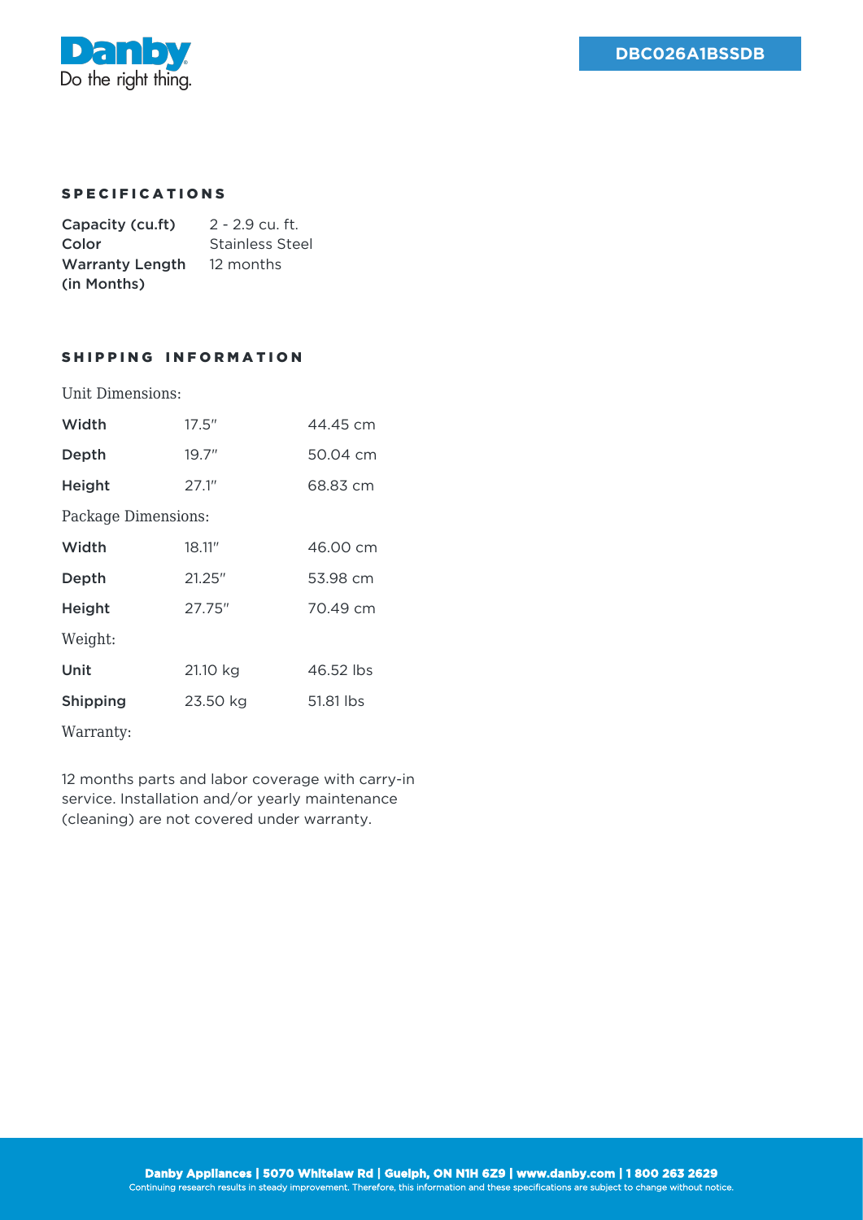DBC026A1BSSDB

## SPECIFICATIONS

| | |
|---|---|
| **Capacity (cu.ft)** | 2 - 2.9 cu. ft. |
| **Color** | Stainless Steel |
| **Warranty Length (in Months)** | 12 months |

## SHIPPING INFORMATION

| | | |
|---|---|---|
| Unit Dimensions: | | |
| **Width** | 17.5″ | 44.45 cm |
| **Depth** | 19.7″ | 50.04 cm |
| **Height** | 27.1″ | 68.83 cm |
| Package Dimensions: | | |
| **Width** | 18.11″ | 46.00 cm |
| **Depth** | 21.25″ | 53.98 cm |
| **Height** | 27.75″ | 70.49 cm |
| Weight: | | |
| **Unit** | 21.10 kg | 46.52 lbs |
| **Shipping** | 23.50 kg | 51.81 lbs |

Warranty:

12 months parts and labor coverage with carry-in service. Installation and/or yearly maintenance (cleaning) are not covered under warranty.

**Danby Appliances | 5070 Whitelaw Rd | Guelph, ON N1H 6Z9 | www.danby.com | 1 800 263 2629**

Continuing research results in steady improvement. Therefore, this information and these specifications are subject to change without notice.